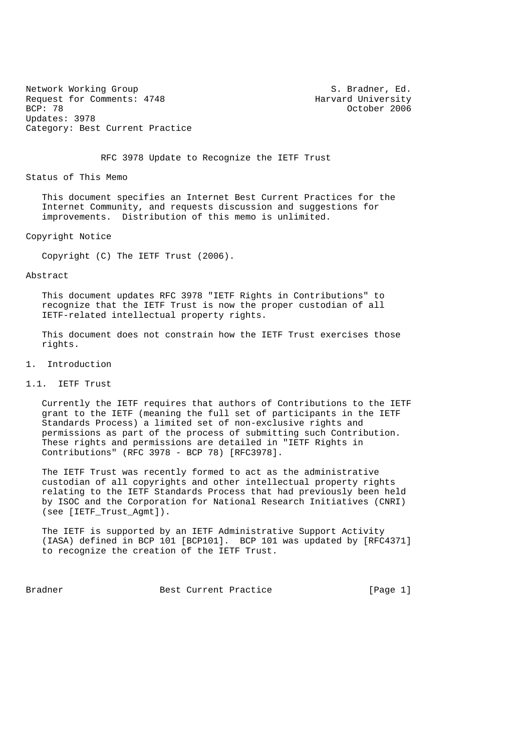Network Working Group S. Bradner, Ed.
Request for Comments: 4748 Harvard University
BCP: 78 October 2006
Updates: 3978
Category: Best Current Practice

# RFC 3978 Update to Recognize the IETF Trust

## Status of This Memo

This document specifies an Internet Best Current Practices for the Internet Community, and requests discussion and suggestions for improvements. Distribution of this memo is unlimited.

## Copyright Notice

Copyright (C) The IETF Trust (2006).

## Abstract

This document updates RFC 3978 "IETF Rights in Contributions" to recognize that the IETF Trust is now the proper custodian of all IETF-related intellectual property rights.

This document does not constrain how the IETF Trust exercises those rights.

## 1. Introduction

### 1.1. IETF Trust

Currently the IETF requires that authors of Contributions to the IETF grant to the IETF (meaning the full set of participants in the IETF Standards Process) a limited set of non-exclusive rights and permissions as part of the process of submitting such Contribution. These rights and permissions are detailed in "IETF Rights in Contributions" (RFC 3978 - BCP 78) [RFC3978].

The IETF Trust was recently formed to act as the administrative custodian of all copyrights and other intellectual property rights relating to the IETF Standards Process that had previously been held by ISOC and the Corporation for National Research Initiatives (CNRI) (see [IETF_Trust_Agmt]).

The IETF is supported by an IETF Administrative Support Activity (IASA) defined in BCP 101 [BCP101]. BCP 101 was updated by [RFC4371] to recognize the creation of the IETF Trust.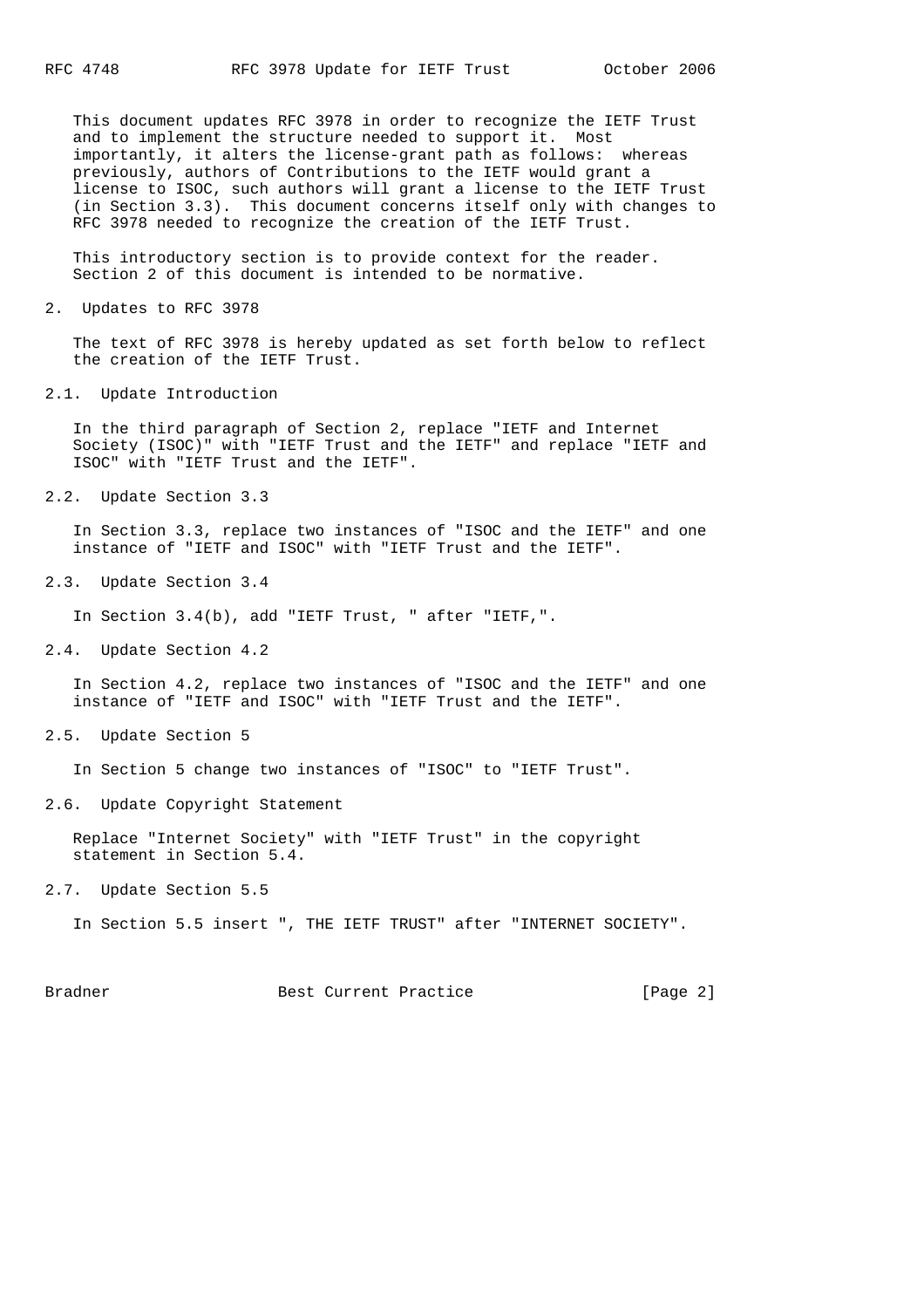This document updates RFC 3978 in order to recognize the IETF Trust and to implement the structure needed to support it. Most importantly, it alters the license-grant path as follows: whereas previously, authors of Contributions to the IETF would grant a license to ISOC, such authors will grant a license to the IETF Trust (in Section 3.3). This document concerns itself only with changes to RFC 3978 needed to recognize the creation of the IETF Trust.

This introductory section is to provide context for the reader. Section 2 of this document is intended to be normative.

## 2. Updates to RFC 3978

The text of RFC 3978 is hereby updated as set forth below to reflect the creation of the IETF Trust.

### 2.1. Update Introduction

In the third paragraph of Section 2, replace "IETF and Internet Society (ISOC)" with "IETF Trust and the IETF" and replace "IETF and ISOC" with "IETF Trust and the IETF".

### 2.2. Update Section 3.3

In Section 3.3, replace two instances of "ISOC and the IETF" and one instance of "IETF and ISOC" with "IETF Trust and the IETF".

### 2.3. Update Section 3.4

In Section 3.4(b), add "IETF Trust, " after "IETF,".

### 2.4. Update Section 4.2

In Section 4.2, replace two instances of "ISOC and the IETF" and one instance of "IETF and ISOC" with "IETF Trust and the IETF".

### 2.5. Update Section 5

In Section 5 change two instances of "ISOC" to "IETF Trust".

### 2.6. Update Copyright Statement

Replace "Internet Society" with "IETF Trust" in the copyright statement in Section 5.4.

### 2.7. Update Section 5.5

In Section 5.5 insert ", THE IETF TRUST" after "INTERNET SOCIETY".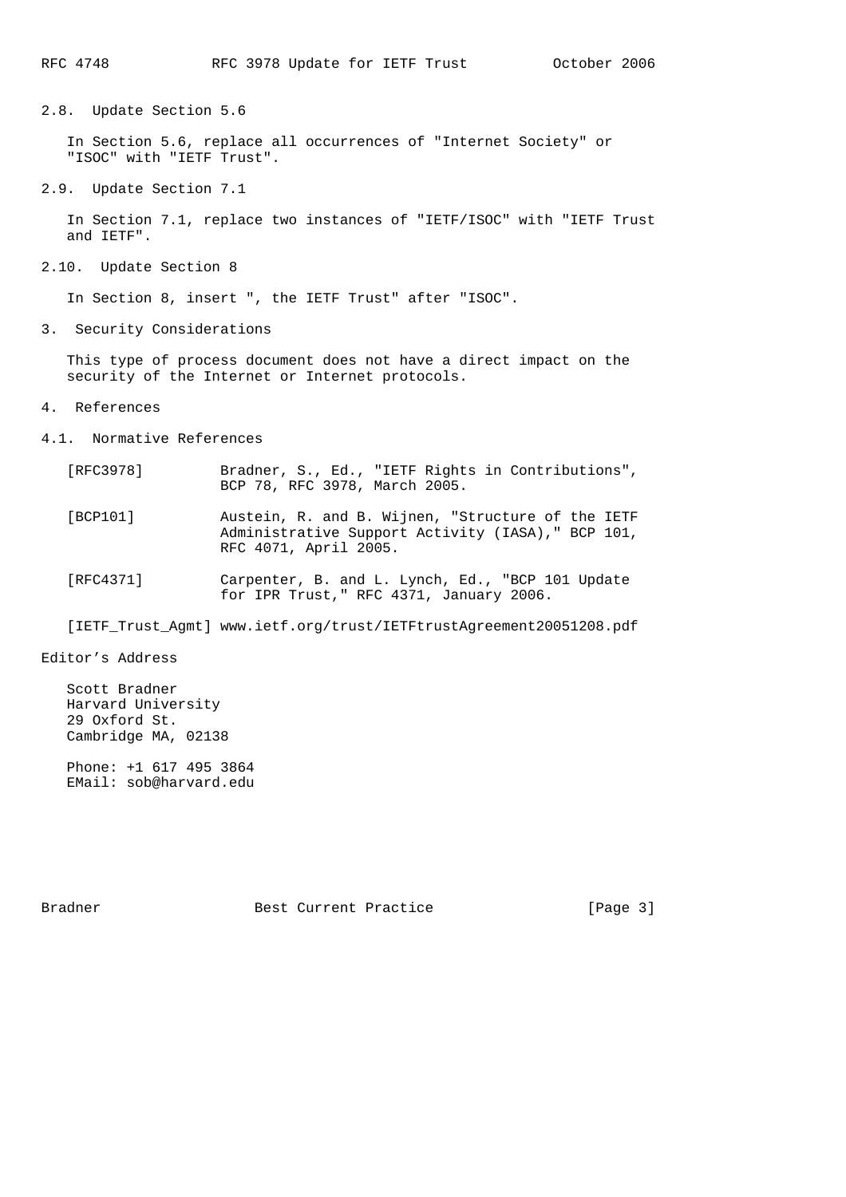## 2.8. Update Section 5.6

In Section 5.6, replace all occurrences of "Internet Society" or "ISOC" with "IETF Trust".

## 2.9. Update Section 7.1

In Section 7.1, replace two instances of "IETF/ISOC" with "IETF Trust and IETF".

## 2.10. Update Section 8

In Section 8, insert ", the IETF Trust" after "ISOC".

# 3. Security Considerations

This type of process document does not have a direct impact on the security of the Internet or Internet protocols.

# 4. References

## 4.1. Normative References

[RFC3978] Bradner, S., Ed., "IETF Rights in Contributions", BCP 78, RFC 3978, March 2005.

[BCP101] Austein, R. and B. Wijnen, "Structure of the IETF Administrative Support Activity (IASA)," BCP 101, RFC 4071, April 2005.

[RFC4371] Carpenter, B. and L. Lynch, Ed., "BCP 101 Update for IPR Trust," RFC 4371, January 2006.

[IETF_Trust_Agmt] www.ietf.org/trust/IETFtrustAgreement20051208.pdf

# Editor's Address

Scott Bradner
Harvard University
29 Oxford St.
Cambridge MA, 02138

Phone: +1 617 495 3864
EMail: sob@harvard.edu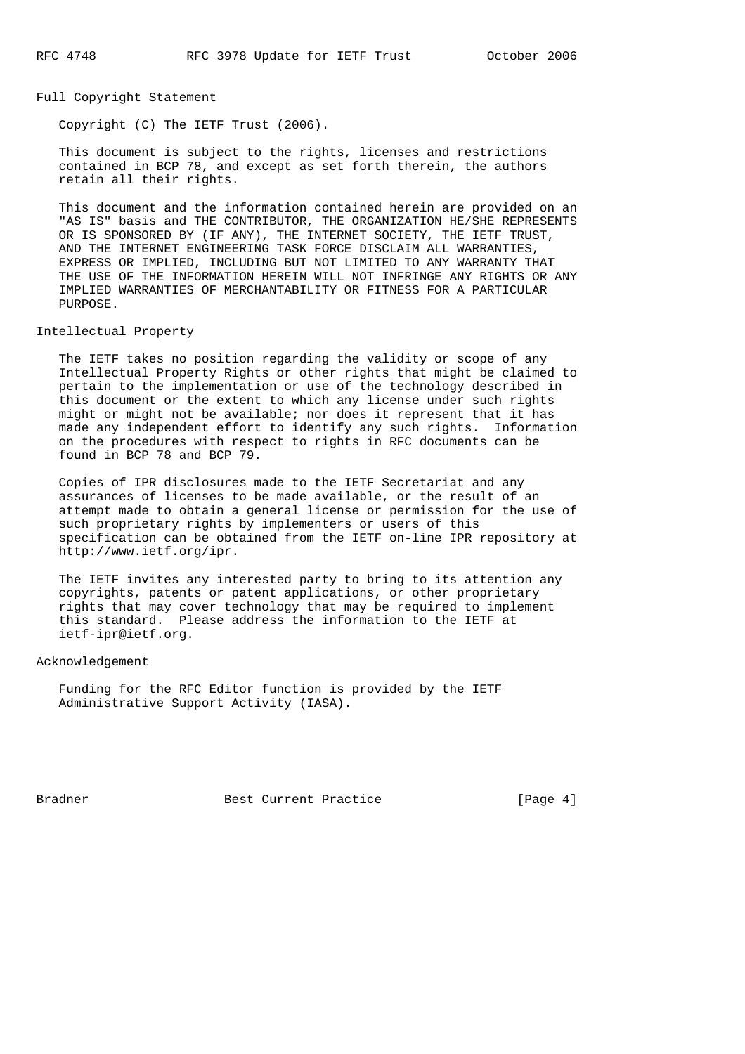## Full Copyright Statement

Copyright (C) The IETF Trust (2006).

This document is subject to the rights, licenses and restrictions contained in BCP 78, and except as set forth therein, the authors retain all their rights.

This document and the information contained herein are provided on an "AS IS" basis and THE CONTRIBUTOR, THE ORGANIZATION HE/SHE REPRESENTS OR IS SPONSORED BY (IF ANY), THE INTERNET SOCIETY, THE IETF TRUST, AND THE INTERNET ENGINEERING TASK FORCE DISCLAIM ALL WARRANTIES, EXPRESS OR IMPLIED, INCLUDING BUT NOT LIMITED TO ANY WARRANTY THAT THE USE OF THE INFORMATION HEREIN WILL NOT INFRINGE ANY RIGHTS OR ANY IMPLIED WARRANTIES OF MERCHANTABILITY OR FITNESS FOR A PARTICULAR PURPOSE.

## Intellectual Property

The IETF takes no position regarding the validity or scope of any Intellectual Property Rights or other rights that might be claimed to pertain to the implementation or use of the technology described in this document or the extent to which any license under such rights might or might not be available; nor does it represent that it has made any independent effort to identify any such rights. Information on the procedures with respect to rights in RFC documents can be found in BCP 78 and BCP 79.

Copies of IPR disclosures made to the IETF Secretariat and any assurances of licenses to be made available, or the result of an attempt made to obtain a general license or permission for the use of such proprietary rights by implementers or users of this specification can be obtained from the IETF on-line IPR repository at http://www.ietf.org/ipr.

The IETF invites any interested party to bring to its attention any copyrights, patents or patent applications, or other proprietary rights that may cover technology that may be required to implement this standard. Please address the information to the IETF at ietf-ipr@ietf.org.

## Acknowledgement

Funding for the RFC Editor function is provided by the IETF Administrative Support Activity (IASA).